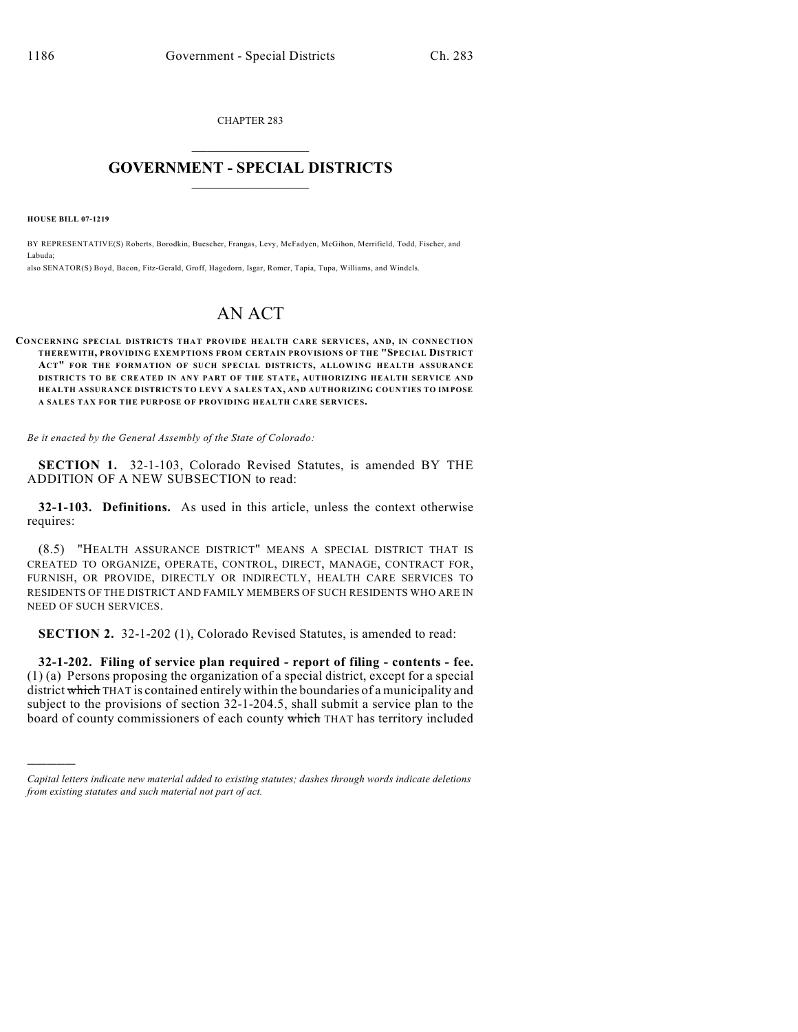CHAPTER 283

# GOVERNMENT - SPECIAL DISTRICTS

**HOUSE BILL 07-1219**

BY REPRESENTATIVE(S) Roberts, Borodkin, Buescher, Frangas, Levy, McFadyen, McGihon, Merrifield, Todd, Fischer, and Labuda;
also SENATOR(S) Boyd, Bacon, Fitz-Gerald, Groff, Hagedorn, Isgar, Romer, Tapia, Tupa, Williams, and Windels.

# AN ACT

**CONCERNING SPECIAL DISTRICTS THAT PROVIDE HEALTH CARE SERVICES, AND, IN CONNECTION THEREWITH, PROVIDING EXEMPTIONS FROM CERTAIN PROVISIONS OF THE "SPECIAL DISTRICT ACT" FOR THE FORMATION OF SUCH SPECIAL DISTRICTS, ALLOWING HEALTH ASSURANCE DISTRICTS TO BE CREATED IN ANY PART OF THE STATE, AUTHORIZING HEALTH SERVICE AND HEALTH ASSURANCE DISTRICTS TO LEVY A SALES TAX, AND AUTHORIZING COUNTIES TO IMPOSE A SALES TAX FOR THE PURPOSE OF PROVIDING HEALTH CARE SERVICES.**

*Be it enacted by the General Assembly of the State of Colorado:*

**SECTION 1.** 32-1-103, Colorado Revised Statutes, is amended BY THE ADDITION OF A NEW SUBSECTION to read:

**32-1-103. Definitions.** As used in this article, unless the context otherwise requires:

(8.5) "HEALTH ASSURANCE DISTRICT" MEANS A SPECIAL DISTRICT THAT IS CREATED TO ORGANIZE, OPERATE, CONTROL, DIRECT, MANAGE, CONTRACT FOR, FURNISH, OR PROVIDE, DIRECTLY OR INDIRECTLY, HEALTH CARE SERVICES TO RESIDENTS OF THE DISTRICT AND FAMILY MEMBERS OF SUCH RESIDENTS WHO ARE IN NEED OF SUCH SERVICES.

**SECTION 2.** 32-1-202 (1), Colorado Revised Statutes, is amended to read:

**32-1-202. Filing of service plan required - report of filing - contents - fee.** (1) (a) Persons proposing the organization of a special district, except for a special district ~~which~~ THAT is contained entirely within the boundaries of a municipality and subject to the provisions of section 32-1-204.5, shall submit a service plan to the board of county commissioners of each county ~~which~~ THAT has territory included

---

*Capital letters indicate new material added to existing statutes; dashes through words indicate deletions from existing statutes and such material not part of act.*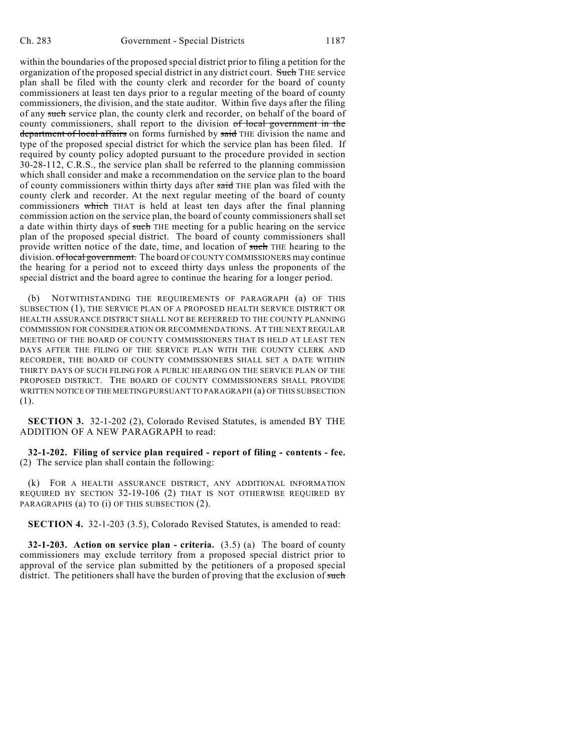within the boundaries of the proposed special district prior to filing a petition for the organization of the proposed special district in any district court. ~~Such~~ THE service plan shall be filed with the county clerk and recorder for the board of county commissioners at least ten days prior to a regular meeting of the board of county commissioners, the division, and the state auditor. Within five days after the filing of any ~~such~~ service plan, the county clerk and recorder, on behalf of the board of county commissioners, shall report to the division ~~of local government in the department of local affairs~~ on forms furnished by ~~said~~ THE division the name and type of the proposed special district for which the service plan has been filed. If required by county policy adopted pursuant to the procedure provided in section 30-28-112, C.R.S., the service plan shall be referred to the planning commission which shall consider and make a recommendation on the service plan to the board of county commissioners within thirty days after ~~said~~ THE plan was filed with the county clerk and recorder. At the next regular meeting of the board of county commissioners ~~which~~ THAT is held at least ten days after the final planning commission action on the service plan, the board of county commissioners shall set a date within thirty days of ~~such~~ THE meeting for a public hearing on the service plan of the proposed special district. The board of county commissioners shall provide written notice of the date, time, and location of ~~such~~ THE hearing to the division. ~~of local government.~~ The board OF COUNTY COMMISSIONERS may continue the hearing for a period not to exceed thirty days unless the proponents of the special district and the board agree to continue the hearing for a longer period.

(b) NOTWITHSTANDING THE REQUIREMENTS OF PARAGRAPH (a) OF THIS SUBSECTION (1), THE SERVICE PLAN OF A PROPOSED HEALTH SERVICE DISTRICT OR HEALTH ASSURANCE DISTRICT SHALL NOT BE REFERRED TO THE COUNTY PLANNING COMMISSION FOR CONSIDERATION OR RECOMMENDATIONS. AT THE NEXT REGULAR MEETING OF THE BOARD OF COUNTY COMMISSIONERS THAT IS HELD AT LEAST TEN DAYS AFTER THE FILING OF THE SERVICE PLAN WITH THE COUNTY CLERK AND RECORDER, THE BOARD OF COUNTY COMMISSIONERS SHALL SET A DATE WITHIN THIRTY DAYS OF SUCH FILING FOR A PUBLIC HEARING ON THE SERVICE PLAN OF THE PROPOSED DISTRICT. THE BOARD OF COUNTY COMMISSIONERS SHALL PROVIDE WRITTEN NOTICE OF THE MEETING PURSUANT TO PARAGRAPH (a) OF THIS SUBSECTION (1).

**SECTION 3.** 32-1-202 (2), Colorado Revised Statutes, is amended BY THE ADDITION OF A NEW PARAGRAPH to read:

**32-1-202. Filing of service plan required - report of filing - contents - fee.** (2) The service plan shall contain the following:

(k) FOR A HEALTH ASSURANCE DISTRICT, ANY ADDITIONAL INFORMATION REQUIRED BY SECTION 32-19-106 (2) THAT IS NOT OTHERWISE REQUIRED BY PARAGRAPHS (a) TO (i) OF THIS SUBSECTION (2).

**SECTION 4.** 32-1-203 (3.5), Colorado Revised Statutes, is amended to read:

**32-1-203. Action on service plan - criteria.** (3.5) (a) The board of county commissioners may exclude territory from a proposed special district prior to approval of the service plan submitted by the petitioners of a proposed special district. The petitioners shall have the burden of proving that the exclusion of ~~such~~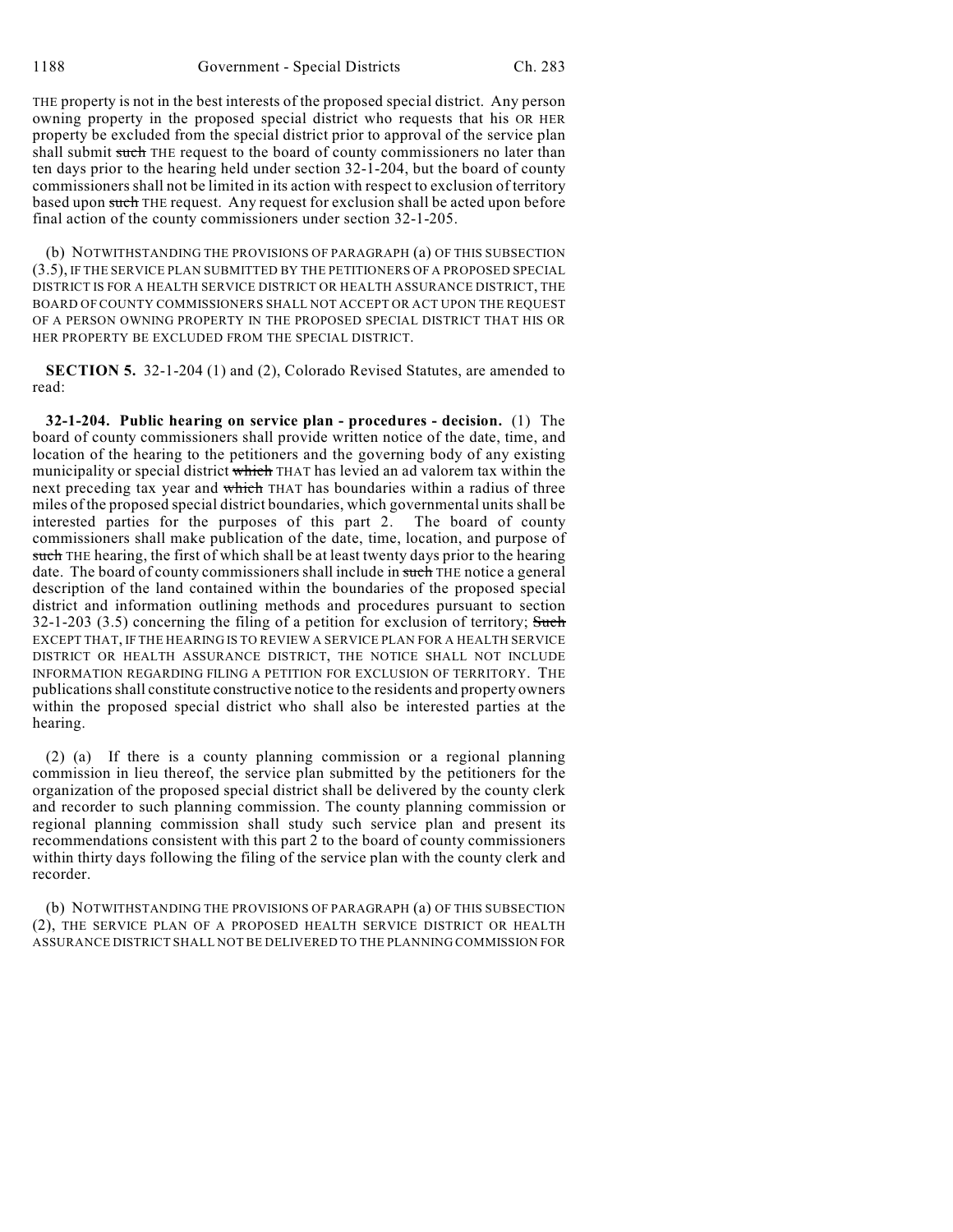THE property is not in the best interests of the proposed special district. Any person owning property in the proposed special district who requests that his OR HER property be excluded from the special district prior to approval of the service plan shall submit ~~such~~ THE request to the board of county commissioners no later than ten days prior to the hearing held under section 32-1-204, but the board of county commissioners shall not be limited in its action with respect to exclusion of territory based upon ~~such~~ THE request. Any request for exclusion shall be acted upon before final action of the county commissioners under section 32-1-205.

(b) NOTWITHSTANDING THE PROVISIONS OF PARAGRAPH (a) OF THIS SUBSECTION (3.5), IF THE SERVICE PLAN SUBMITTED BY THE PETITIONERS OF A PROPOSED SPECIAL DISTRICT IS FOR A HEALTH SERVICE DISTRICT OR HEALTH ASSURANCE DISTRICT, THE BOARD OF COUNTY COMMISSIONERS SHALL NOT ACCEPT OR ACT UPON THE REQUEST OF A PERSON OWNING PROPERTY IN THE PROPOSED SPECIAL DISTRICT THAT HIS OR HER PROPERTY BE EXCLUDED FROM THE SPECIAL DISTRICT.

**SECTION 5.** 32-1-204 (1) and (2), Colorado Revised Statutes, are amended to read:

**32-1-204. Public hearing on service plan - procedures - decision.** (1) The board of county commissioners shall provide written notice of the date, time, and location of the hearing to the petitioners and the governing body of any existing municipality or special district ~~which~~ THAT has levied an ad valorem tax within the next preceding tax year and ~~which~~ THAT has boundaries within a radius of three miles of the proposed special district boundaries, which governmental units shall be interested parties for the purposes of this part 2. The board of county commissioners shall make publication of the date, time, location, and purpose of ~~such~~ THE hearing, the first of which shall be at least twenty days prior to the hearing date. The board of county commissioners shall include in ~~such~~ THE notice a general description of the land contained within the boundaries of the proposed special district and information outlining methods and procedures pursuant to section 32-1-203 (3.5) concerning the filing of a petition for exclusion of territory; ~~Such~~ EXCEPT THAT, IF THE HEARING IS TO REVIEW A SERVICE PLAN FOR A HEALTH SERVICE DISTRICT OR HEALTH ASSURANCE DISTRICT, THE NOTICE SHALL NOT INCLUDE INFORMATION REGARDING FILING A PETITION FOR EXCLUSION OF TERRITORY. THE publications shall constitute constructive notice to the residents and property owners within the proposed special district who shall also be interested parties at the hearing.

(2) (a) If there is a county planning commission or a regional planning commission in lieu thereof, the service plan submitted by the petitioners for the organization of the proposed special district shall be delivered by the county clerk and recorder to such planning commission. The county planning commission or regional planning commission shall study such service plan and present its recommendations consistent with this part 2 to the board of county commissioners within thirty days following the filing of the service plan with the county clerk and recorder.

(b) NOTWITHSTANDING THE PROVISIONS OF PARAGRAPH (a) OF THIS SUBSECTION (2), THE SERVICE PLAN OF A PROPOSED HEALTH SERVICE DISTRICT OR HEALTH ASSURANCE DISTRICT SHALL NOT BE DELIVERED TO THE PLANNING COMMISSION FOR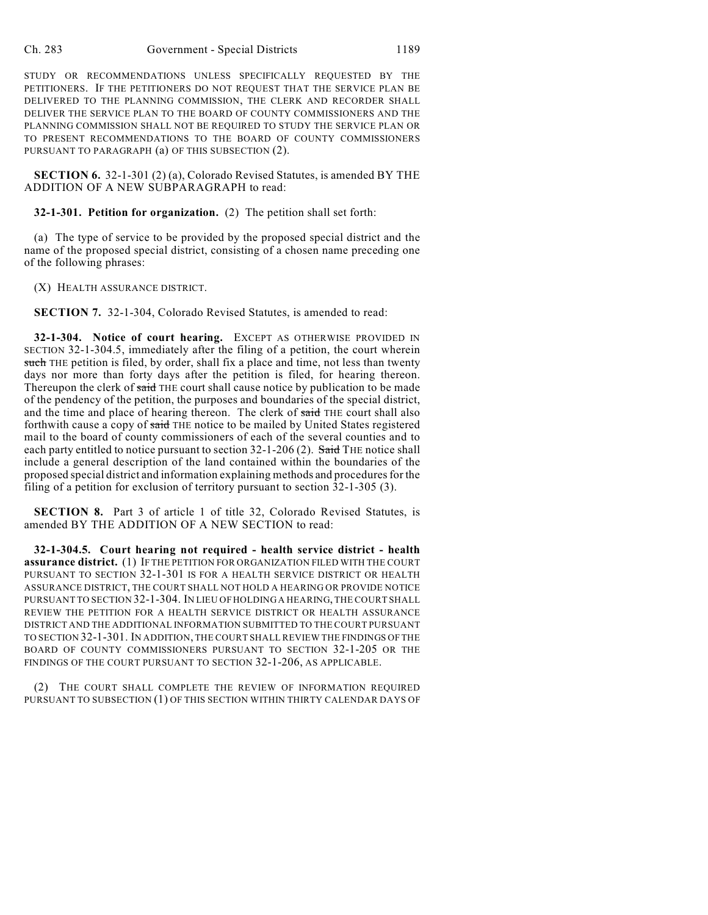STUDY OR RECOMMENDATIONS UNLESS SPECIFICALLY REQUESTED BY THE PETITIONERS. IF THE PETITIONERS DO NOT REQUEST THAT THE SERVICE PLAN BE DELIVERED TO THE PLANNING COMMISSION, THE CLERK AND RECORDER SHALL DELIVER THE SERVICE PLAN TO THE BOARD OF COUNTY COMMISSIONERS AND THE PLANNING COMMISSION SHALL NOT BE REQUIRED TO STUDY THE SERVICE PLAN OR TO PRESENT RECOMMENDATIONS TO THE BOARD OF COUNTY COMMISSIONERS PURSUANT TO PARAGRAPH (a) OF THIS SUBSECTION (2).

**SECTION 6.** 32-1-301 (2) (a), Colorado Revised Statutes, is amended BY THE ADDITION OF A NEW SUBPARAGRAPH to read:

**32-1-301. Petition for organization.** (2) The petition shall set forth:

(a) The type of service to be provided by the proposed special district and the name of the proposed special district, consisting of a chosen name preceding one of the following phrases:

(X) HEALTH ASSURANCE DISTRICT.

**SECTION 7.** 32-1-304, Colorado Revised Statutes, is amended to read:

**32-1-304. Notice of court hearing.** EXCEPT AS OTHERWISE PROVIDED IN SECTION 32-1-304.5, immediately after the filing of a petition, the court wherein ~~such~~ THE petition is filed, by order, shall fix a place and time, not less than twenty days nor more than forty days after the petition is filed, for hearing thereon. Thereupon the clerk of ~~said~~ THE court shall cause notice by publication to be made of the pendency of the petition, the purposes and boundaries of the special district, and the time and place of hearing thereon. The clerk of ~~said~~ THE court shall also forthwith cause a copy of ~~said~~ THE notice to be mailed by United States registered mail to the board of county commissioners of each of the several counties and to each party entitled to notice pursuant to section 32-1-206 (2). ~~Said~~ THE notice shall include a general description of the land contained within the boundaries of the proposed special district and information explaining methods and procedures for the filing of a petition for exclusion of territory pursuant to section 32-1-305 (3).

**SECTION 8.** Part 3 of article 1 of title 32, Colorado Revised Statutes, is amended BY THE ADDITION OF A NEW SECTION to read:

**32-1-304.5. Court hearing not required - health service district - health assurance district.** (1) IF THE PETITION FOR ORGANIZATION FILED WITH THE COURT PURSUANT TO SECTION 32-1-301 IS FOR A HEALTH SERVICE DISTRICT OR HEALTH ASSURANCE DISTRICT, THE COURT SHALL NOT HOLD A HEARING OR PROVIDE NOTICE PURSUANT TO SECTION 32-1-304. IN LIEU OF HOLDING A HEARING, THE COURT SHALL REVIEW THE PETITION FOR A HEALTH SERVICE DISTRICT OR HEALTH ASSURANCE DISTRICT AND THE ADDITIONAL INFORMATION SUBMITTED TO THE COURT PURSUANT TO SECTION 32-1-301. IN ADDITION, THE COURT SHALL REVIEW THE FINDINGS OF THE BOARD OF COUNTY COMMISSIONERS PURSUANT TO SECTION 32-1-205 OR THE FINDINGS OF THE COURT PURSUANT TO SECTION 32-1-206, AS APPLICABLE.

(2) THE COURT SHALL COMPLETE THE REVIEW OF INFORMATION REQUIRED PURSUANT TO SUBSECTION (1) OF THIS SECTION WITHIN THIRTY CALENDAR DAYS OF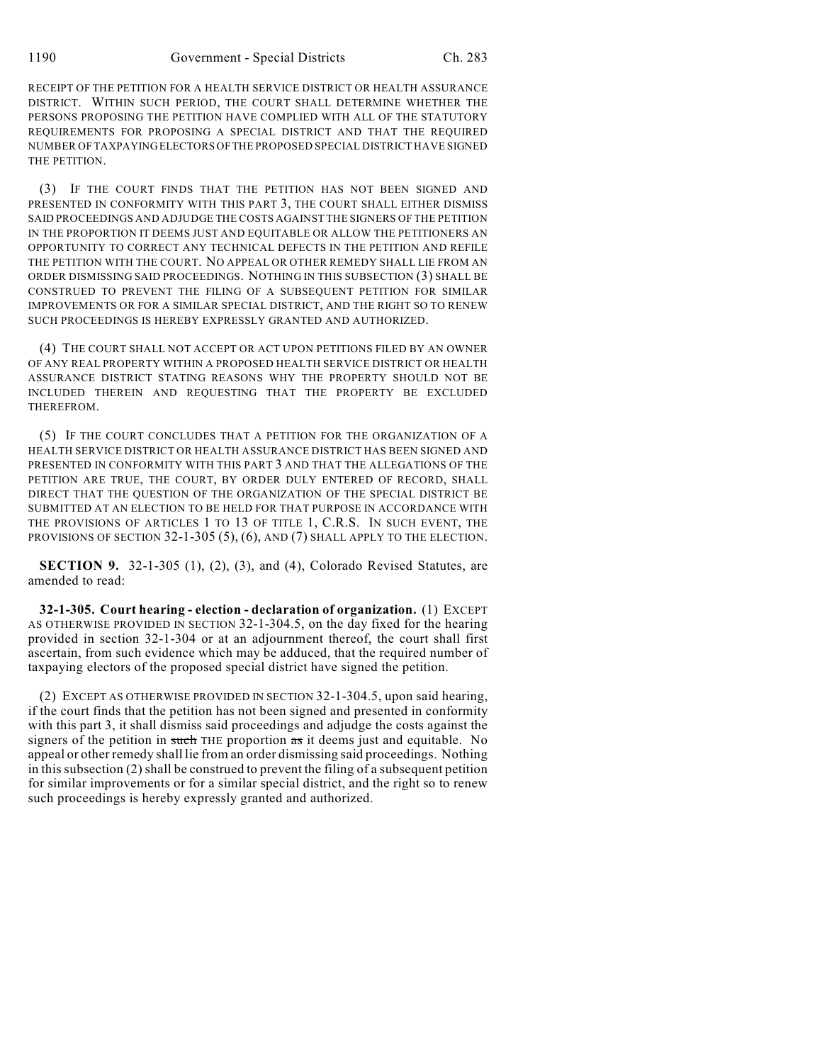RECEIPT OF THE PETITION FOR A HEALTH SERVICE DISTRICT OR HEALTH ASSURANCE DISTRICT. WITHIN SUCH PERIOD, THE COURT SHALL DETERMINE WHETHER THE PERSONS PROPOSING THE PETITION HAVE COMPLIED WITH ALL OF THE STATUTORY REQUIREMENTS FOR PROPOSING A SPECIAL DISTRICT AND THAT THE REQUIRED NUMBER OF TAXPAYING ELECTORS OF THE PROPOSED SPECIAL DISTRICT HAVE SIGNED THE PETITION.

(3) IF THE COURT FINDS THAT THE PETITION HAS NOT BEEN SIGNED AND PRESENTED IN CONFORMITY WITH THIS PART 3, THE COURT SHALL EITHER DISMISS SAID PROCEEDINGS AND ADJUDGE THE COSTS AGAINST THE SIGNERS OF THE PETITION IN THE PROPORTION IT DEEMS JUST AND EQUITABLE OR ALLOW THE PETITIONERS AN OPPORTUNITY TO CORRECT ANY TECHNICAL DEFECTS IN THE PETITION AND REFILE THE PETITION WITH THE COURT. NO APPEAL OR OTHER REMEDY SHALL LIE FROM AN ORDER DISMISSING SAID PROCEEDINGS. NOTHING IN THIS SUBSECTION (3) SHALL BE CONSTRUED TO PREVENT THE FILING OF A SUBSEQUENT PETITION FOR SIMILAR IMPROVEMENTS OR FOR A SIMILAR SPECIAL DISTRICT, AND THE RIGHT SO TO RENEW SUCH PROCEEDINGS IS HEREBY EXPRESSLY GRANTED AND AUTHORIZED.

(4) THE COURT SHALL NOT ACCEPT OR ACT UPON PETITIONS FILED BY AN OWNER OF ANY REAL PROPERTY WITHIN A PROPOSED HEALTH SERVICE DISTRICT OR HEALTH ASSURANCE DISTRICT STATING REASONS WHY THE PROPERTY SHOULD NOT BE INCLUDED THEREIN AND REQUESTING THAT THE PROPERTY BE EXCLUDED THEREFROM.

(5) IF THE COURT CONCLUDES THAT A PETITION FOR THE ORGANIZATION OF A HEALTH SERVICE DISTRICT OR HEALTH ASSURANCE DISTRICT HAS BEEN SIGNED AND PRESENTED IN CONFORMITY WITH THIS PART 3 AND THAT THE ALLEGATIONS OF THE PETITION ARE TRUE, THE COURT, BY ORDER DULY ENTERED OF RECORD, SHALL DIRECT THAT THE QUESTION OF THE ORGANIZATION OF THE SPECIAL DISTRICT BE SUBMITTED AT AN ELECTION TO BE HELD FOR THAT PURPOSE IN ACCORDANCE WITH THE PROVISIONS OF ARTICLES 1 TO 13 OF TITLE 1, C.R.S. IN SUCH EVENT, THE PROVISIONS OF SECTION 32-1-305 (5), (6), AND (7) SHALL APPLY TO THE ELECTION.

**SECTION 9.** 32-1-305 (1), (2), (3), and (4), Colorado Revised Statutes, are amended to read:

**32-1-305. Court hearing - election - declaration of organization.** (1) EXCEPT AS OTHERWISE PROVIDED IN SECTION 32-1-304.5, on the day fixed for the hearing provided in section 32-1-304 or at an adjournment thereof, the court shall first ascertain, from such evidence which may be adduced, that the required number of taxpaying electors of the proposed special district have signed the petition.

(2) EXCEPT AS OTHERWISE PROVIDED IN SECTION 32-1-304.5, upon said hearing, if the court finds that the petition has not been signed and presented in conformity with this part 3, it shall dismiss said proceedings and adjudge the costs against the signers of the petition in ~~such~~ THE proportion ~~as~~ it deems just and equitable. No appeal or other remedy shall lie from an order dismissing said proceedings. Nothing in this subsection (2) shall be construed to prevent the filing of a subsequent petition for similar improvements or for a similar special district, and the right so to renew such proceedings is hereby expressly granted and authorized.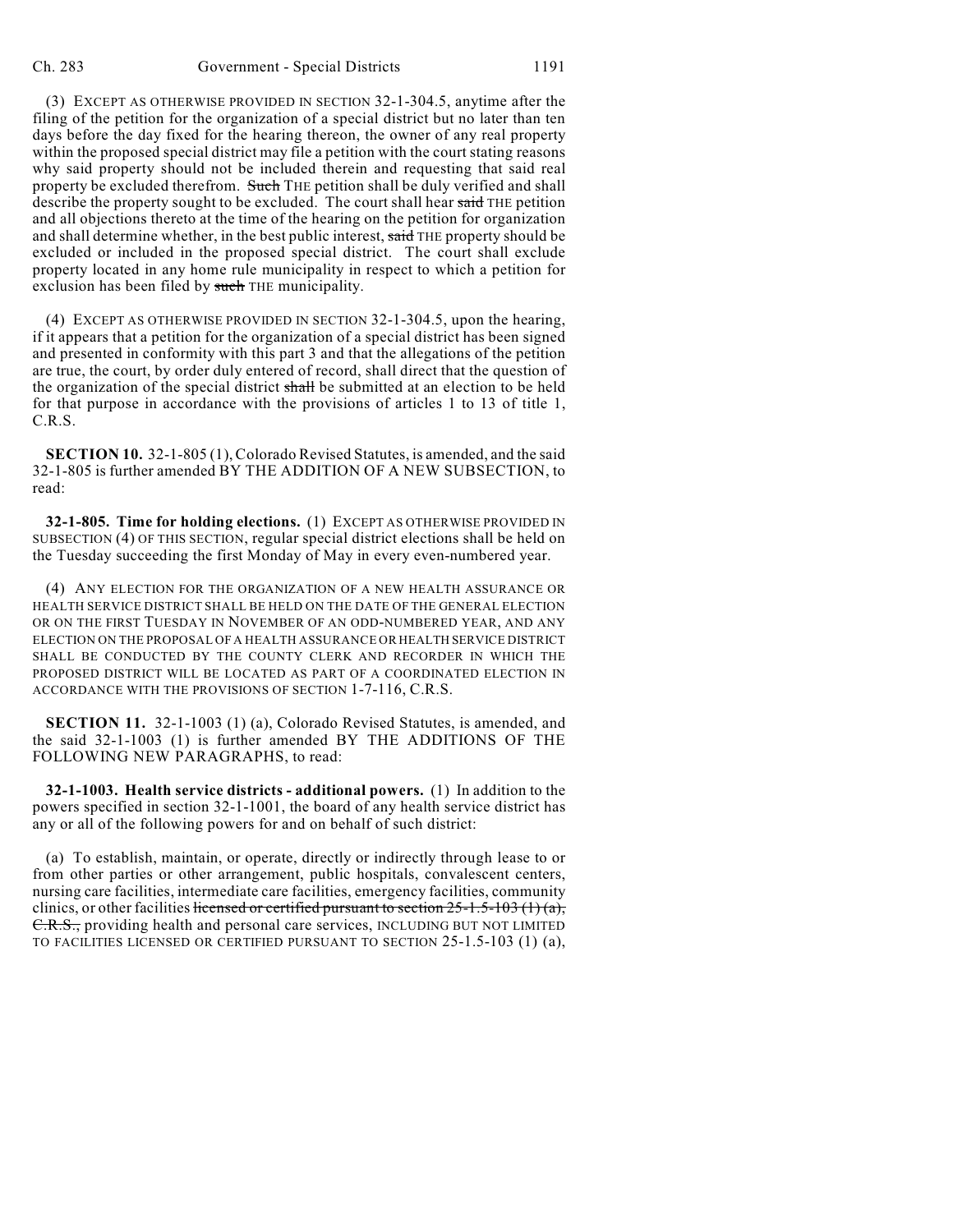(3) EXCEPT AS OTHERWISE PROVIDED IN SECTION 32-1-304.5, anytime after the filing of the petition for the organization of a special district but no later than ten days before the day fixed for the hearing thereon, the owner of any real property within the proposed special district may file a petition with the court stating reasons why said property should not be included therein and requesting that said real property be excluded therefrom. ~~Such~~ THE petition shall be duly verified and shall describe the property sought to be excluded. The court shall hear ~~said~~ THE petition and all objections thereto at the time of the hearing on the petition for organization and shall determine whether, in the best public interest, ~~said~~ THE property should be excluded or included in the proposed special district. The court shall exclude property located in any home rule municipality in respect to which a petition for exclusion has been filed by ~~such~~ THE municipality.

(4) EXCEPT AS OTHERWISE PROVIDED IN SECTION 32-1-304.5, upon the hearing, if it appears that a petition for the organization of a special district has been signed and presented in conformity with this part 3 and that the allegations of the petition are true, the court, by order duly entered of record, shall direct that the question of the organization of the special district ~~shall~~ be submitted at an election to be held for that purpose in accordance with the provisions of articles 1 to 13 of title 1, C.R.S.

**SECTION 10.** 32-1-805 (1), Colorado Revised Statutes, is amended, and the said 32-1-805 is further amended BY THE ADDITION OF A NEW SUBSECTION, to read:

**32-1-805. Time for holding elections.** (1) EXCEPT AS OTHERWISE PROVIDED IN SUBSECTION (4) OF THIS SECTION, regular special district elections shall be held on the Tuesday succeeding the first Monday of May in every even-numbered year.

(4) ANY ELECTION FOR THE ORGANIZATION OF A NEW HEALTH ASSURANCE OR HEALTH SERVICE DISTRICT SHALL BE HELD ON THE DATE OF THE GENERAL ELECTION OR ON THE FIRST TUESDAY IN NOVEMBER OF AN ODD-NUMBERED YEAR, AND ANY ELECTION ON THE PROPOSAL OF A HEALTH ASSURANCE OR HEALTH SERVICE DISTRICT SHALL BE CONDUCTED BY THE COUNTY CLERK AND RECORDER IN WHICH THE PROPOSED DISTRICT WILL BE LOCATED AS PART OF A COORDINATED ELECTION IN ACCORDANCE WITH THE PROVISIONS OF SECTION 1-7-116, C.R.S.

**SECTION 11.** 32-1-1003 (1) (a), Colorado Revised Statutes, is amended, and the said 32-1-1003 (1) is further amended BY THE ADDITIONS OF THE FOLLOWING NEW PARAGRAPHS, to read:

**32-1-1003. Health service districts - additional powers.** (1) In addition to the powers specified in section 32-1-1001, the board of any health service district has any or all of the following powers for and on behalf of such district:

(a) To establish, maintain, or operate, directly or indirectly through lease to or from other parties or other arrangement, public hospitals, convalescent centers, nursing care facilities, intermediate care facilities, emergency facilities, community clinics, or other facilities ~~licensed or certified pursuant to section 25-1.5-103 (1) (a), C.R.S.,~~ providing health and personal care services, INCLUDING BUT NOT LIMITED TO FACILITIES LICENSED OR CERTIFIED PURSUANT TO SECTION 25-1.5-103 (1) (a),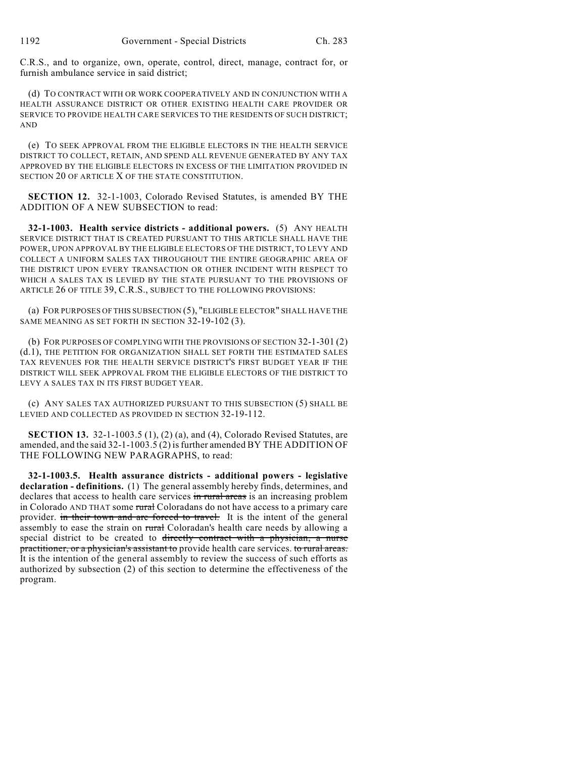C.R.S., and to organize, own, operate, control, direct, manage, contract for, or furnish ambulance service in said district;

(d) TO CONTRACT WITH OR WORK COOPERATIVELY AND IN CONJUNCTION WITH A HEALTH ASSURANCE DISTRICT OR OTHER EXISTING HEALTH CARE PROVIDER OR SERVICE TO PROVIDE HEALTH CARE SERVICES TO THE RESIDENTS OF SUCH DISTRICT; AND

(e) TO SEEK APPROVAL FROM THE ELIGIBLE ELECTORS IN THE HEALTH SERVICE DISTRICT TO COLLECT, RETAIN, AND SPEND ALL REVENUE GENERATED BY ANY TAX APPROVED BY THE ELIGIBLE ELECTORS IN EXCESS OF THE LIMITATION PROVIDED IN SECTION 20 OF ARTICLE X OF THE STATE CONSTITUTION.

**SECTION 12.** 32-1-1003, Colorado Revised Statutes, is amended BY THE ADDITION OF A NEW SUBSECTION to read:

**32-1-1003. Health service districts - additional powers.** (5) ANY HEALTH SERVICE DISTRICT THAT IS CREATED PURSUANT TO THIS ARTICLE SHALL HAVE THE POWER, UPON APPROVAL BY THE ELIGIBLE ELECTORS OF THE DISTRICT, TO LEVY AND COLLECT A UNIFORM SALES TAX THROUGHOUT THE ENTIRE GEOGRAPHIC AREA OF THE DISTRICT UPON EVERY TRANSACTION OR OTHER INCIDENT WITH RESPECT TO WHICH A SALES TAX IS LEVIED BY THE STATE PURSUANT TO THE PROVISIONS OF ARTICLE 26 OF TITLE 39, C.R.S., SUBJECT TO THE FOLLOWING PROVISIONS:

(a) FOR PURPOSES OF THIS SUBSECTION (5), "ELIGIBLE ELECTOR" SHALL HAVE THE SAME MEANING AS SET FORTH IN SECTION 32-19-102 (3).

(b) FOR PURPOSES OF COMPLYING WITH THE PROVISIONS OF SECTION 32-1-301 (2) (d.1), THE PETITION FOR ORGANIZATION SHALL SET FORTH THE ESTIMATED SALES TAX REVENUES FOR THE HEALTH SERVICE DISTRICT'S FIRST BUDGET YEAR IF THE DISTRICT WILL SEEK APPROVAL FROM THE ELIGIBLE ELECTORS OF THE DISTRICT TO LEVY A SALES TAX IN ITS FIRST BUDGET YEAR.

(c) ANY SALES TAX AUTHORIZED PURSUANT TO THIS SUBSECTION (5) SHALL BE LEVIED AND COLLECTED AS PROVIDED IN SECTION 32-19-112.

**SECTION 13.** 32-1-1003.5 (1), (2) (a), and (4), Colorado Revised Statutes, are amended, and the said 32-1-1003.5 (2) is further amended BY THE ADDITION OF THE FOLLOWING NEW PARAGRAPHS, to read:

**32-1-1003.5. Health assurance districts - additional powers - legislative declaration - definitions.** (1) The general assembly hereby finds, determines, and declares that access to health care services ~~in rural areas~~ is an increasing problem in Colorado AND THAT some ~~rural~~ Coloradans do not have access to a primary care provider. ~~in their town and are forced to travel.~~ It is the intent of the general assembly to ease the strain on ~~rural~~ Coloradan's health care needs by allowing a special district to be created to ~~directly contract with a physician, a nurse practitioner, or a physician's assistant to~~ provide health care services. ~~to rural areas.~~ It is the intention of the general assembly to review the success of such efforts as authorized by subsection (2) of this section to determine the effectiveness of the program.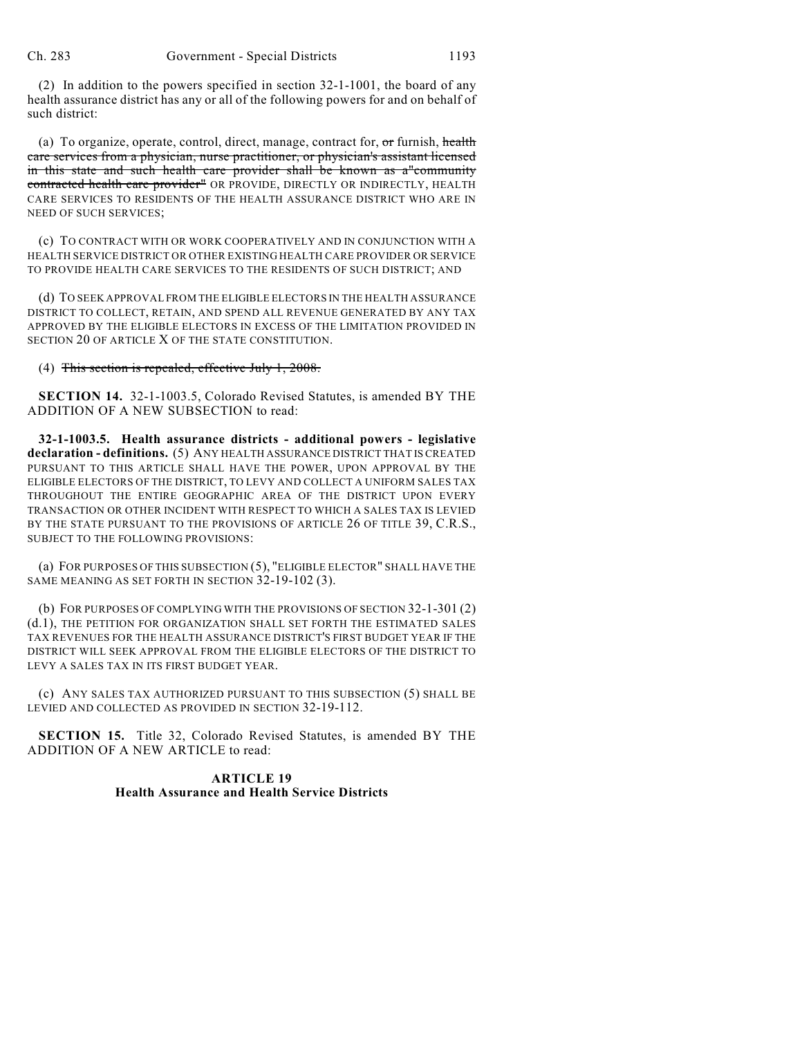(2) In addition to the powers specified in section 32-1-1001, the board of any health assurance district has any or all of the following powers for and on behalf of such district:

(a) To organize, operate, control, direct, manage, contract for, ~~or~~ furnish, ~~health care services from a physician, nurse practitioner, or physician's assistant licensed in this state and such health care provider shall be known as a "community contracted health care provider"~~ OR PROVIDE, DIRECTLY OR INDIRECTLY, HEALTH CARE SERVICES TO RESIDENTS OF THE HEALTH ASSURANCE DISTRICT WHO ARE IN NEED OF SUCH SERVICES;

(c) TO CONTRACT WITH OR WORK COOPERATIVELY AND IN CONJUNCTION WITH A HEALTH SERVICE DISTRICT OR OTHER EXISTING HEALTH CARE PROVIDER OR SERVICE TO PROVIDE HEALTH CARE SERVICES TO THE RESIDENTS OF SUCH DISTRICT; AND

(d) TO SEEK APPROVAL FROM THE ELIGIBLE ELECTORS IN THE HEALTH ASSURANCE DISTRICT TO COLLECT, RETAIN, AND SPEND ALL REVENUE GENERATED BY ANY TAX APPROVED BY THE ELIGIBLE ELECTORS IN EXCESS OF THE LIMITATION PROVIDED IN SECTION 20 OF ARTICLE X OF THE STATE CONSTITUTION.

(4) ~~This section is repealed, effective July 1, 2008.~~

**SECTION 14.** 32-1-1003.5, Colorado Revised Statutes, is amended BY THE ADDITION OF A NEW SUBSECTION to read:

**32-1-1003.5. Health assurance districts - additional powers - legislative declaration - definitions.** (5) ANY HEALTH ASSURANCE DISTRICT THAT IS CREATED PURSUANT TO THIS ARTICLE SHALL HAVE THE POWER, UPON APPROVAL BY THE ELIGIBLE ELECTORS OF THE DISTRICT, TO LEVY AND COLLECT A UNIFORM SALES TAX THROUGHOUT THE ENTIRE GEOGRAPHIC AREA OF THE DISTRICT UPON EVERY TRANSACTION OR OTHER INCIDENT WITH RESPECT TO WHICH A SALES TAX IS LEVIED BY THE STATE PURSUANT TO THE PROVISIONS OF ARTICLE 26 OF TITLE 39, C.R.S., SUBJECT TO THE FOLLOWING PROVISIONS:

(a) FOR PURPOSES OF THIS SUBSECTION (5), "ELIGIBLE ELECTOR" SHALL HAVE THE SAME MEANING AS SET FORTH IN SECTION 32-19-102 (3).

(b) FOR PURPOSES OF COMPLYING WITH THE PROVISIONS OF SECTION 32-1-301 (2) (d.1), THE PETITION FOR ORGANIZATION SHALL SET FORTH THE ESTIMATED SALES TAX REVENUES FOR THE HEALTH ASSURANCE DISTRICT'S FIRST BUDGET YEAR IF THE DISTRICT WILL SEEK APPROVAL FROM THE ELIGIBLE ELECTORS OF THE DISTRICT TO LEVY A SALES TAX IN ITS FIRST BUDGET YEAR.

(c) ANY SALES TAX AUTHORIZED PURSUANT TO THIS SUBSECTION (5) SHALL BE LEVIED AND COLLECTED AS PROVIDED IN SECTION 32-19-112.

**SECTION 15.** Title 32, Colorado Revised Statutes, is amended BY THE ADDITION OF A NEW ARTICLE to read:

## ARTICLE 19
## Health Assurance and Health Service Districts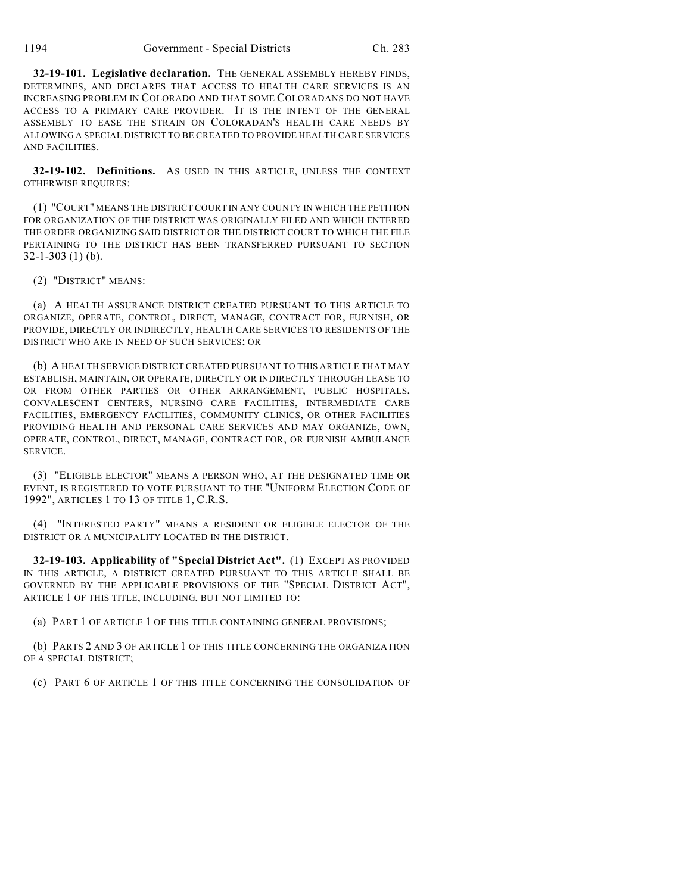**32-19-101. Legislative declaration.** THE GENERAL ASSEMBLY HEREBY FINDS, DETERMINES, AND DECLARES THAT ACCESS TO HEALTH CARE SERVICES IS AN INCREASING PROBLEM IN COLORADO AND THAT SOME COLORADANS DO NOT HAVE ACCESS TO A PRIMARY CARE PROVIDER. IT IS THE INTENT OF THE GENERAL ASSEMBLY TO EASE THE STRAIN ON COLORADAN'S HEALTH CARE NEEDS BY ALLOWING A SPECIAL DISTRICT TO BE CREATED TO PROVIDE HEALTH CARE SERVICES AND FACILITIES.

**32-19-102. Definitions.** AS USED IN THIS ARTICLE, UNLESS THE CONTEXT OTHERWISE REQUIRES:

(1) "COURT" MEANS THE DISTRICT COURT IN ANY COUNTY IN WHICH THE PETITION FOR ORGANIZATION OF THE DISTRICT WAS ORIGINALLY FILED AND WHICH ENTERED THE ORDER ORGANIZING SAID DISTRICT OR THE DISTRICT COURT TO WHICH THE FILE PERTAINING TO THE DISTRICT HAS BEEN TRANSFERRED PURSUANT TO SECTION 32-1-303 (1) (b).

(2) "DISTRICT" MEANS:

(a) A HEALTH ASSURANCE DISTRICT CREATED PURSUANT TO THIS ARTICLE TO ORGANIZE, OPERATE, CONTROL, DIRECT, MANAGE, CONTRACT FOR, FURNISH, OR PROVIDE, DIRECTLY OR INDIRECTLY, HEALTH CARE SERVICES TO RESIDENTS OF THE DISTRICT WHO ARE IN NEED OF SUCH SERVICES; OR

(b) A HEALTH SERVICE DISTRICT CREATED PURSUANT TO THIS ARTICLE THAT MAY ESTABLISH, MAINTAIN, OR OPERATE, DIRECTLY OR INDIRECTLY THROUGH LEASE TO OR FROM OTHER PARTIES OR OTHER ARRANGEMENT, PUBLIC HOSPITALS, CONVALESCENT CENTERS, NURSING CARE FACILITIES, INTERMEDIATE CARE FACILITIES, EMERGENCY FACILITIES, COMMUNITY CLINICS, OR OTHER FACILITIES PROVIDING HEALTH AND PERSONAL CARE SERVICES AND MAY ORGANIZE, OWN, OPERATE, CONTROL, DIRECT, MANAGE, CONTRACT FOR, OR FURNISH AMBULANCE SERVICE.

(3) "ELIGIBLE ELECTOR" MEANS A PERSON WHO, AT THE DESIGNATED TIME OR EVENT, IS REGISTERED TO VOTE PURSUANT TO THE "UNIFORM ELECTION CODE OF 1992", ARTICLES 1 TO 13 OF TITLE 1, C.R.S.

(4) "INTERESTED PARTY" MEANS A RESIDENT OR ELIGIBLE ELECTOR OF THE DISTRICT OR A MUNICIPALITY LOCATED IN THE DISTRICT.

**32-19-103. Applicability of "Special District Act".** (1) EXCEPT AS PROVIDED IN THIS ARTICLE, A DISTRICT CREATED PURSUANT TO THIS ARTICLE SHALL BE GOVERNED BY THE APPLICABLE PROVISIONS OF THE "SPECIAL DISTRICT ACT", ARTICLE 1 OF THIS TITLE, INCLUDING, BUT NOT LIMITED TO:

(a) PART 1 OF ARTICLE 1 OF THIS TITLE CONTAINING GENERAL PROVISIONS;

(b) PARTS 2 AND 3 OF ARTICLE 1 OF THIS TITLE CONCERNING THE ORGANIZATION OF A SPECIAL DISTRICT;

(c) PART 6 OF ARTICLE 1 OF THIS TITLE CONCERNING THE CONSOLIDATION OF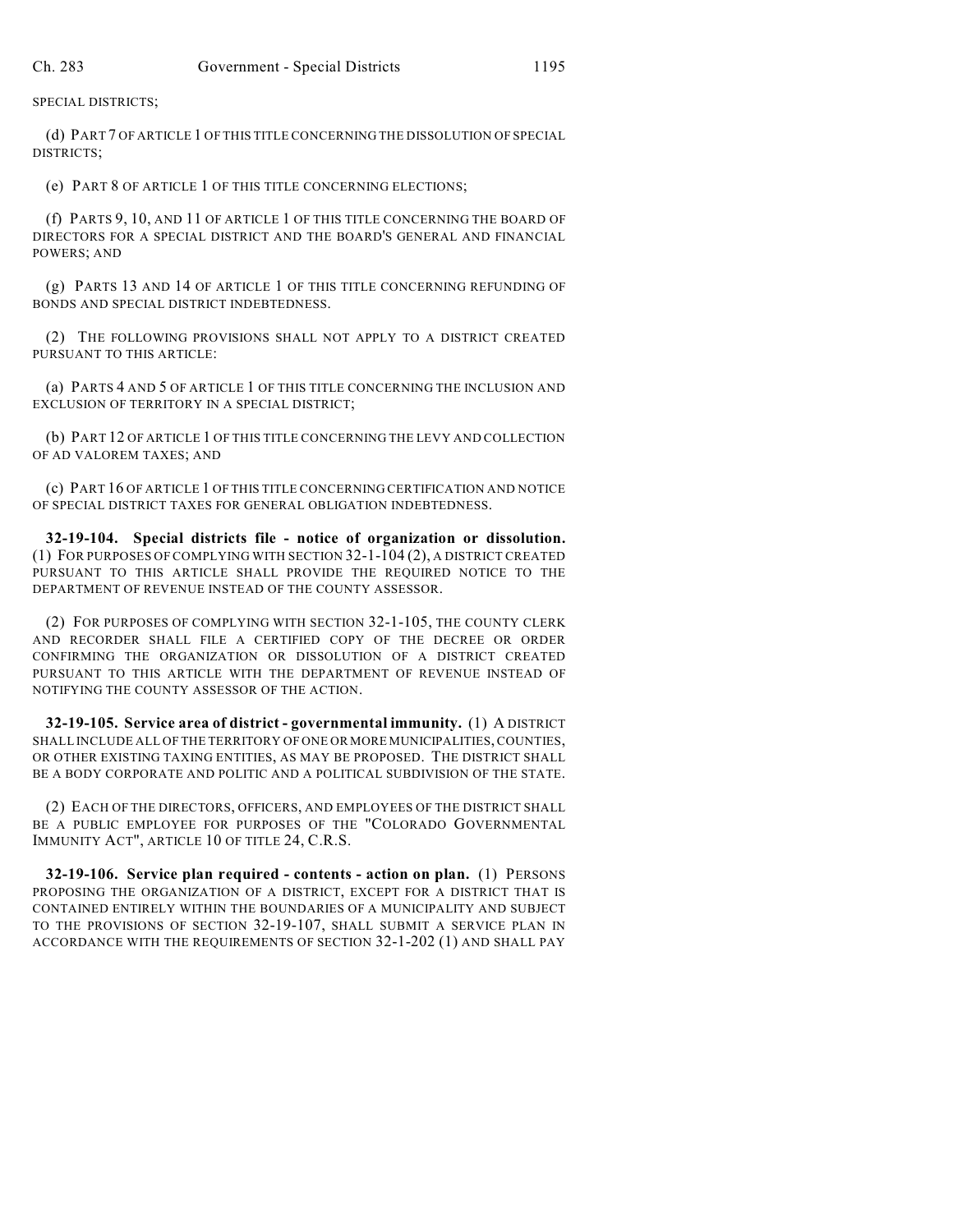SPECIAL DISTRICTS;

(d) PART 7 OF ARTICLE 1 OF THIS TITLE CONCERNING THE DISSOLUTION OF SPECIAL DISTRICTS;

(e) PART 8 OF ARTICLE 1 OF THIS TITLE CONCERNING ELECTIONS;

(f) PARTS 9, 10, AND 11 OF ARTICLE 1 OF THIS TITLE CONCERNING THE BOARD OF DIRECTORS FOR A SPECIAL DISTRICT AND THE BOARD'S GENERAL AND FINANCIAL POWERS; AND

(g) PARTS 13 AND 14 OF ARTICLE 1 OF THIS TITLE CONCERNING REFUNDING OF BONDS AND SPECIAL DISTRICT INDEBTEDNESS.

(2) THE FOLLOWING PROVISIONS SHALL NOT APPLY TO A DISTRICT CREATED PURSUANT TO THIS ARTICLE:

(a) PARTS 4 AND 5 OF ARTICLE 1 OF THIS TITLE CONCERNING THE INCLUSION AND EXCLUSION OF TERRITORY IN A SPECIAL DISTRICT;

(b) PART 12 OF ARTICLE 1 OF THIS TITLE CONCERNING THE LEVY AND COLLECTION OF AD VALOREM TAXES; AND

(c) PART 16 OF ARTICLE 1 OF THIS TITLE CONCERNING CERTIFICATION AND NOTICE OF SPECIAL DISTRICT TAXES FOR GENERAL OBLIGATION INDEBTEDNESS.

**32-19-104. Special districts file - notice of organization or dissolution.** (1) FOR PURPOSES OF COMPLYING WITH SECTION 32-1-104 (2), A DISTRICT CREATED PURSUANT TO THIS ARTICLE SHALL PROVIDE THE REQUIRED NOTICE TO THE DEPARTMENT OF REVENUE INSTEAD OF THE COUNTY ASSESSOR.

(2) FOR PURPOSES OF COMPLYING WITH SECTION 32-1-105, THE COUNTY CLERK AND RECORDER SHALL FILE A CERTIFIED COPY OF THE DECREE OR ORDER CONFIRMING THE ORGANIZATION OR DISSOLUTION OF A DISTRICT CREATED PURSUANT TO THIS ARTICLE WITH THE DEPARTMENT OF REVENUE INSTEAD OF NOTIFYING THE COUNTY ASSESSOR OF THE ACTION.

**32-19-105. Service area of district - governmental immunity.** (1) A DISTRICT SHALL INCLUDE ALL OF THE TERRITORY OF ONE OR MORE MUNICIPALITIES, COUNTIES, OR OTHER EXISTING TAXING ENTITIES, AS MAY BE PROPOSED. THE DISTRICT SHALL BE A BODY CORPORATE AND POLITIC AND A POLITICAL SUBDIVISION OF THE STATE.

(2) EACH OF THE DIRECTORS, OFFICERS, AND EMPLOYEES OF THE DISTRICT SHALL BE A PUBLIC EMPLOYEE FOR PURPOSES OF THE "COLORADO GOVERNMENTAL IMMUNITY ACT", ARTICLE 10 OF TITLE 24, C.R.S.

**32-19-106. Service plan required - contents - action on plan.** (1) PERSONS PROPOSING THE ORGANIZATION OF A DISTRICT, EXCEPT FOR A DISTRICT THAT IS CONTAINED ENTIRELY WITHIN THE BOUNDARIES OF A MUNICIPALITY AND SUBJECT TO THE PROVISIONS OF SECTION 32-19-107, SHALL SUBMIT A SERVICE PLAN IN ACCORDANCE WITH THE REQUIREMENTS OF SECTION 32-1-202 (1) AND SHALL PAY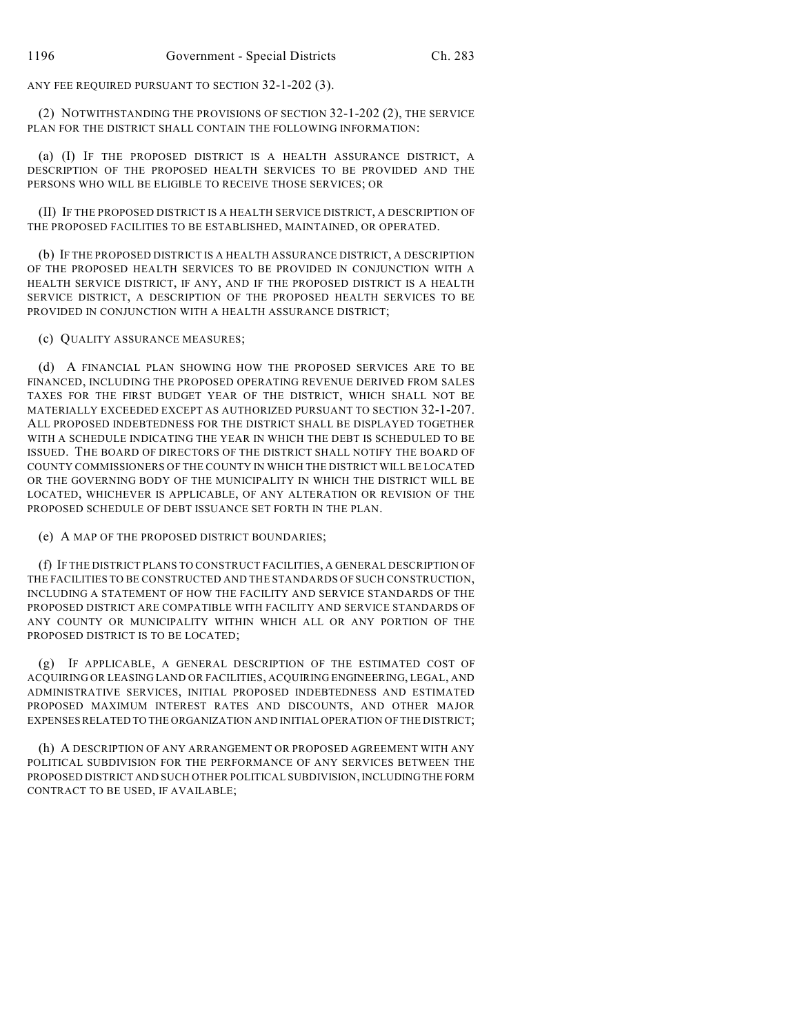ANY FEE REQUIRED PURSUANT TO SECTION 32-1-202 (3).

(2) NOTWITHSTANDING THE PROVISIONS OF SECTION 32-1-202 (2), THE SERVICE PLAN FOR THE DISTRICT SHALL CONTAIN THE FOLLOWING INFORMATION:

(a) (I) IF THE PROPOSED DISTRICT IS A HEALTH ASSURANCE DISTRICT, A DESCRIPTION OF THE PROPOSED HEALTH SERVICES TO BE PROVIDED AND THE PERSONS WHO WILL BE ELIGIBLE TO RECEIVE THOSE SERVICES; OR

(II) IF THE PROPOSED DISTRICT IS A HEALTH SERVICE DISTRICT, A DESCRIPTION OF THE PROPOSED FACILITIES TO BE ESTABLISHED, MAINTAINED, OR OPERATED.

(b) IF THE PROPOSED DISTRICT IS A HEALTH ASSURANCE DISTRICT, A DESCRIPTION OF THE PROPOSED HEALTH SERVICES TO BE PROVIDED IN CONJUNCTION WITH A HEALTH SERVICE DISTRICT, IF ANY, AND IF THE PROPOSED DISTRICT IS A HEALTH SERVICE DISTRICT, A DESCRIPTION OF THE PROPOSED HEALTH SERVICES TO BE PROVIDED IN CONJUNCTION WITH A HEALTH ASSURANCE DISTRICT;

(c) QUALITY ASSURANCE MEASURES;

(d) A FINANCIAL PLAN SHOWING HOW THE PROPOSED SERVICES ARE TO BE FINANCED, INCLUDING THE PROPOSED OPERATING REVENUE DERIVED FROM SALES TAXES FOR THE FIRST BUDGET YEAR OF THE DISTRICT, WHICH SHALL NOT BE MATERIALLY EXCEEDED EXCEPT AS AUTHORIZED PURSUANT TO SECTION 32-1-207. ALL PROPOSED INDEBTEDNESS FOR THE DISTRICT SHALL BE DISPLAYED TOGETHER WITH A SCHEDULE INDICATING THE YEAR IN WHICH THE DEBT IS SCHEDULED TO BE ISSUED. THE BOARD OF DIRECTORS OF THE DISTRICT SHALL NOTIFY THE BOARD OF COUNTY COMMISSIONERS OF THE COUNTY IN WHICH THE DISTRICT WILL BE LOCATED OR THE GOVERNING BODY OF THE MUNICIPALITY IN WHICH THE DISTRICT WILL BE LOCATED, WHICHEVER IS APPLICABLE, OF ANY ALTERATION OR REVISION OF THE PROPOSED SCHEDULE OF DEBT ISSUANCE SET FORTH IN THE PLAN.

(e) A MAP OF THE PROPOSED DISTRICT BOUNDARIES;

(f) IF THE DISTRICT PLANS TO CONSTRUCT FACILITIES, A GENERAL DESCRIPTION OF THE FACILITIES TO BE CONSTRUCTED AND THE STANDARDS OF SUCH CONSTRUCTION, INCLUDING A STATEMENT OF HOW THE FACILITY AND SERVICE STANDARDS OF THE PROPOSED DISTRICT ARE COMPATIBLE WITH FACILITY AND SERVICE STANDARDS OF ANY COUNTY OR MUNICIPALITY WITHIN WHICH ALL OR ANY PORTION OF THE PROPOSED DISTRICT IS TO BE LOCATED;

(g) IF APPLICABLE, A GENERAL DESCRIPTION OF THE ESTIMATED COST OF ACQUIRING OR LEASING LAND OR FACILITIES, ACQUIRING ENGINEERING, LEGAL, AND ADMINISTRATIVE SERVICES, INITIAL PROPOSED INDEBTEDNESS AND ESTIMATED PROPOSED MAXIMUM INTEREST RATES AND DISCOUNTS, AND OTHER MAJOR EXPENSES RELATED TO THE ORGANIZATION AND INITIAL OPERATION OF THE DISTRICT;

(h) A DESCRIPTION OF ANY ARRANGEMENT OR PROPOSED AGREEMENT WITH ANY POLITICAL SUBDIVISION FOR THE PERFORMANCE OF ANY SERVICES BETWEEN THE PROPOSED DISTRICT AND SUCH OTHER POLITICAL SUBDIVISION, INCLUDING THE FORM CONTRACT TO BE USED, IF AVAILABLE;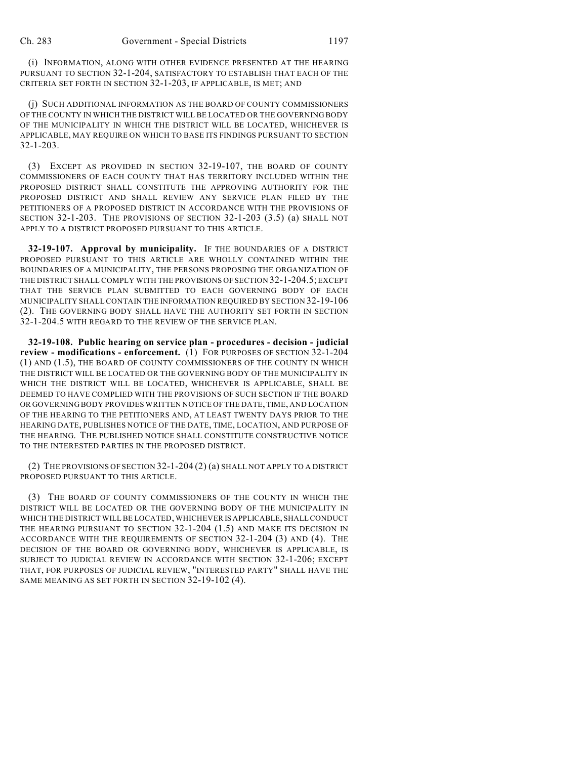(i) INFORMATION, ALONG WITH OTHER EVIDENCE PRESENTED AT THE HEARING PURSUANT TO SECTION 32-1-204, SATISFACTORY TO ESTABLISH THAT EACH OF THE CRITERIA SET FORTH IN SECTION 32-1-203, IF APPLICABLE, IS MET; AND

(j) SUCH ADDITIONAL INFORMATION AS THE BOARD OF COUNTY COMMISSIONERS OF THE COUNTY IN WHICH THE DISTRICT WILL BE LOCATED OR THE GOVERNING BODY OF THE MUNICIPALITY IN WHICH THE DISTRICT WILL BE LOCATED, WHICHEVER IS APPLICABLE, MAY REQUIRE ON WHICH TO BASE ITS FINDINGS PURSUANT TO SECTION 32-1-203.

(3) EXCEPT AS PROVIDED IN SECTION 32-19-107, THE BOARD OF COUNTY COMMISSIONERS OF EACH COUNTY THAT HAS TERRITORY INCLUDED WITHIN THE PROPOSED DISTRICT SHALL CONSTITUTE THE APPROVING AUTHORITY FOR THE PROPOSED DISTRICT AND SHALL REVIEW ANY SERVICE PLAN FILED BY THE PETITIONERS OF A PROPOSED DISTRICT IN ACCORDANCE WITH THE PROVISIONS OF SECTION 32-1-203. THE PROVISIONS OF SECTION 32-1-203 (3.5) (a) SHALL NOT APPLY TO A DISTRICT PROPOSED PURSUANT TO THIS ARTICLE.

**32-19-107. Approval by municipality.** IF THE BOUNDARIES OF A DISTRICT PROPOSED PURSUANT TO THIS ARTICLE ARE WHOLLY CONTAINED WITHIN THE BOUNDARIES OF A MUNICIPALITY, THE PERSONS PROPOSING THE ORGANIZATION OF THE DISTRICT SHALL COMPLY WITH THE PROVISIONS OF SECTION 32-1-204.5; EXCEPT THAT THE SERVICE PLAN SUBMITTED TO EACH GOVERNING BODY OF EACH MUNICIPALITY SHALL CONTAIN THE INFORMATION REQUIRED BY SECTION 32-19-106 (2). THE GOVERNING BODY SHALL HAVE THE AUTHORITY SET FORTH IN SECTION 32-1-204.5 WITH REGARD TO THE REVIEW OF THE SERVICE PLAN.

**32-19-108. Public hearing on service plan - procedures - decision - judicial review - modifications - enforcement.** (1) FOR PURPOSES OF SECTION 32-1-204 (1) AND (1.5), THE BOARD OF COUNTY COMMISSIONERS OF THE COUNTY IN WHICH THE DISTRICT WILL BE LOCATED OR THE GOVERNING BODY OF THE MUNICIPALITY IN WHICH THE DISTRICT WILL BE LOCATED, WHICHEVER IS APPLICABLE, SHALL BE DEEMED TO HAVE COMPLIED WITH THE PROVISIONS OF SUCH SECTION IF THE BOARD OR GOVERNING BODY PROVIDES WRITTEN NOTICE OF THE DATE, TIME, AND LOCATION OF THE HEARING TO THE PETITIONERS AND, AT LEAST TWENTY DAYS PRIOR TO THE HEARING DATE, PUBLISHES NOTICE OF THE DATE, TIME, LOCATION, AND PURPOSE OF THE HEARING. THE PUBLISHED NOTICE SHALL CONSTITUTE CONSTRUCTIVE NOTICE TO THE INTERESTED PARTIES IN THE PROPOSED DISTRICT.

(2) THE PROVISIONS OF SECTION 32-1-204 (2) (a) SHALL NOT APPLY TO A DISTRICT PROPOSED PURSUANT TO THIS ARTICLE.

(3) THE BOARD OF COUNTY COMMISSIONERS OF THE COUNTY IN WHICH THE DISTRICT WILL BE LOCATED OR THE GOVERNING BODY OF THE MUNICIPALITY IN WHICH THE DISTRICT WILL BE LOCATED, WHICHEVER IS APPLICABLE, SHALL CONDUCT THE HEARING PURSUANT TO SECTION 32-1-204 (1.5) AND MAKE ITS DECISION IN ACCORDANCE WITH THE REQUIREMENTS OF SECTION 32-1-204 (3) AND (4). THE DECISION OF THE BOARD OR GOVERNING BODY, WHICHEVER IS APPLICABLE, IS SUBJECT TO JUDICIAL REVIEW IN ACCORDANCE WITH SECTION 32-1-206; EXCEPT THAT, FOR PURPOSES OF JUDICIAL REVIEW, "INTERESTED PARTY" SHALL HAVE THE SAME MEANING AS SET FORTH IN SECTION 32-19-102 (4).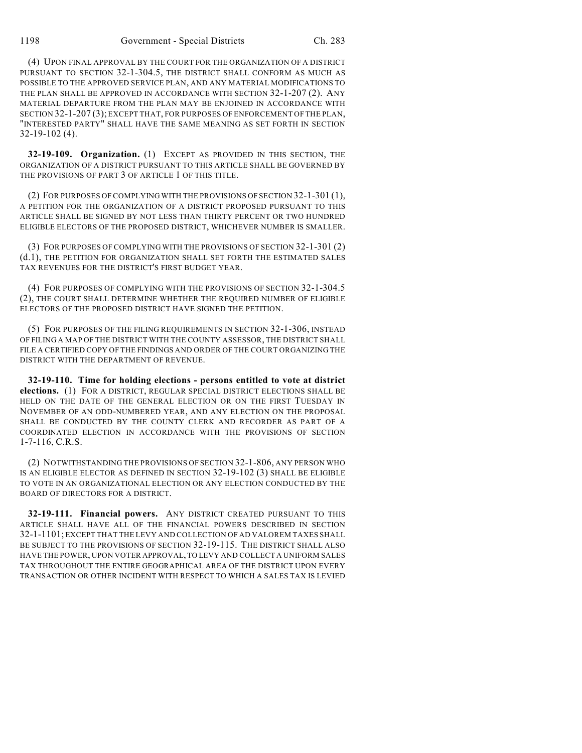(4) UPON FINAL APPROVAL BY THE COURT FOR THE ORGANIZATION OF A DISTRICT PURSUANT TO SECTION 32-1-304.5, THE DISTRICT SHALL CONFORM AS MUCH AS POSSIBLE TO THE APPROVED SERVICE PLAN, AND ANY MATERIAL MODIFICATIONS TO THE PLAN SHALL BE APPROVED IN ACCORDANCE WITH SECTION 32-1-207 (2). ANY MATERIAL DEPARTURE FROM THE PLAN MAY BE ENJOINED IN ACCORDANCE WITH SECTION 32-1-207 (3); EXCEPT THAT, FOR PURPOSES OF ENFORCEMENT OF THE PLAN, "INTERESTED PARTY" SHALL HAVE THE SAME MEANING AS SET FORTH IN SECTION 32-19-102 (4).

**32-19-109. Organization.** (1) EXCEPT AS PROVIDED IN THIS SECTION, THE ORGANIZATION OF A DISTRICT PURSUANT TO THIS ARTICLE SHALL BE GOVERNED BY THE PROVISIONS OF PART 3 OF ARTICLE 1 OF THIS TITLE.

(2) FOR PURPOSES OF COMPLYING WITH THE PROVISIONS OF SECTION 32-1-301 (1), A PETITION FOR THE ORGANIZATION OF A DISTRICT PROPOSED PURSUANT TO THIS ARTICLE SHALL BE SIGNED BY NOT LESS THAN THIRTY PERCENT OR TWO HUNDRED ELIGIBLE ELECTORS OF THE PROPOSED DISTRICT, WHICHEVER NUMBER IS SMALLER.

(3) FOR PURPOSES OF COMPLYING WITH THE PROVISIONS OF SECTION 32-1-301 (2) (d.1), THE PETITION FOR ORGANIZATION SHALL SET FORTH THE ESTIMATED SALES TAX REVENUES FOR THE DISTRICT'S FIRST BUDGET YEAR.

(4) FOR PURPOSES OF COMPLYING WITH THE PROVISIONS OF SECTION 32-1-304.5 (2), THE COURT SHALL DETERMINE WHETHER THE REQUIRED NUMBER OF ELIGIBLE ELECTORS OF THE PROPOSED DISTRICT HAVE SIGNED THE PETITION.

(5) FOR PURPOSES OF THE FILING REQUIREMENTS IN SECTION 32-1-306, INSTEAD OF FILING A MAP OF THE DISTRICT WITH THE COUNTY ASSESSOR, THE DISTRICT SHALL FILE A CERTIFIED COPY OF THE FINDINGS AND ORDER OF THE COURT ORGANIZING THE DISTRICT WITH THE DEPARTMENT OF REVENUE.

**32-19-110. Time for holding elections - persons entitled to vote at district elections.** (1) FOR A DISTRICT, REGULAR SPECIAL DISTRICT ELECTIONS SHALL BE HELD ON THE DATE OF THE GENERAL ELECTION OR ON THE FIRST TUESDAY IN NOVEMBER OF AN ODD-NUMBERED YEAR, AND ANY ELECTION ON THE PROPOSAL SHALL BE CONDUCTED BY THE COUNTY CLERK AND RECORDER AS PART OF A COORDINATED ELECTION IN ACCORDANCE WITH THE PROVISIONS OF SECTION 1-7-116, C.R.S.

(2) NOTWITHSTANDING THE PROVISIONS OF SECTION 32-1-806, ANY PERSON WHO IS AN ELIGIBLE ELECTOR AS DEFINED IN SECTION 32-19-102 (3) SHALL BE ELIGIBLE TO VOTE IN AN ORGANIZATIONAL ELECTION OR ANY ELECTION CONDUCTED BY THE BOARD OF DIRECTORS FOR A DISTRICT.

**32-19-111. Financial powers.** ANY DISTRICT CREATED PURSUANT TO THIS ARTICLE SHALL HAVE ALL OF THE FINANCIAL POWERS DESCRIBED IN SECTION 32-1-1101; EXCEPT THAT THE LEVY AND COLLECTION OF AD VALOREM TAXES SHALL BE SUBJECT TO THE PROVISIONS OF SECTION 32-19-115. THE DISTRICT SHALL ALSO HAVE THE POWER, UPON VOTER APPROVAL, TO LEVY AND COLLECT A UNIFORM SALES TAX THROUGHOUT THE ENTIRE GEOGRAPHICAL AREA OF THE DISTRICT UPON EVERY TRANSACTION OR OTHER INCIDENT WITH RESPECT TO WHICH A SALES TAX IS LEVIED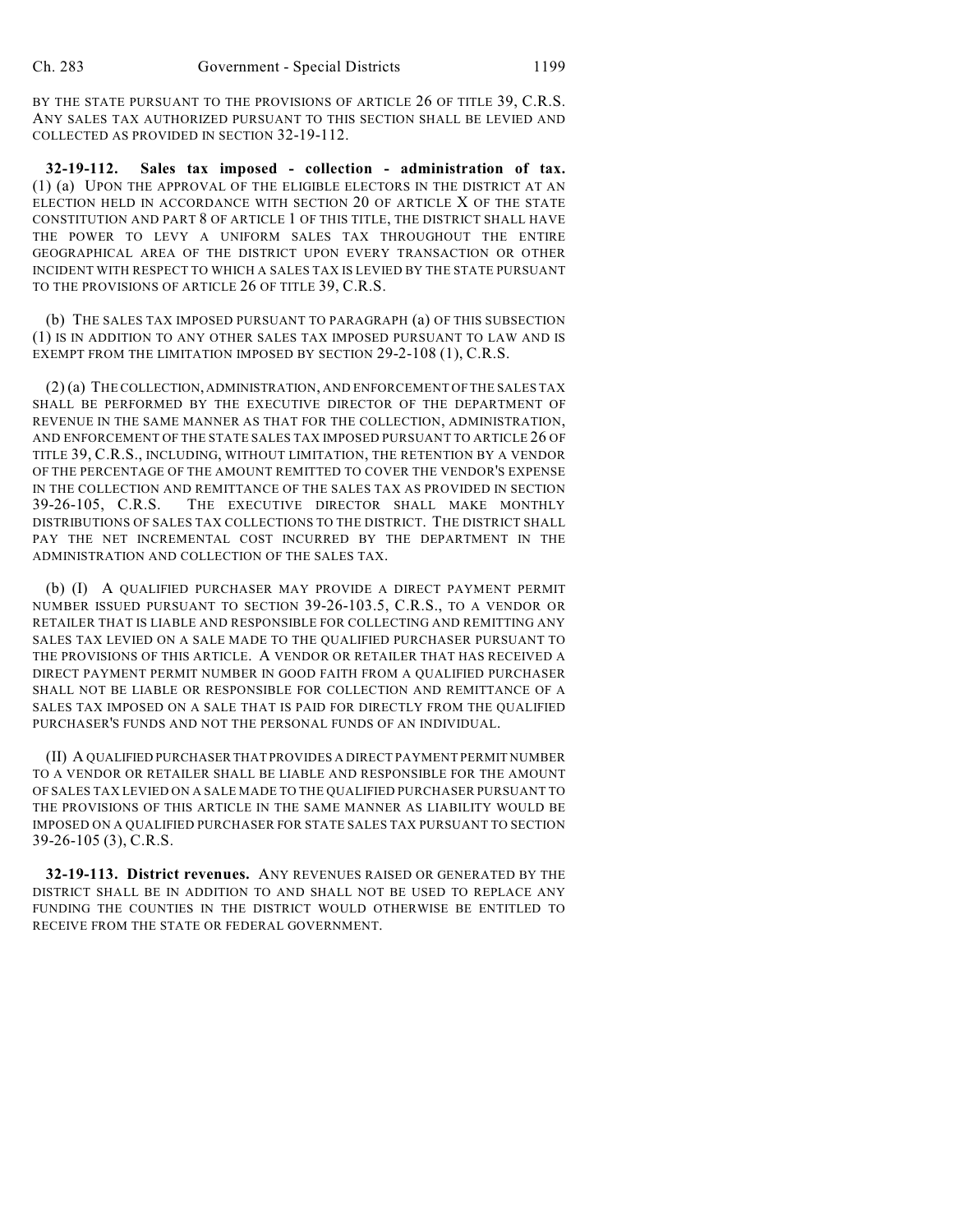BY THE STATE PURSUANT TO THE PROVISIONS OF ARTICLE 26 OF TITLE 39, C.R.S. ANY SALES TAX AUTHORIZED PURSUANT TO THIS SECTION SHALL BE LEVIED AND COLLECTED AS PROVIDED IN SECTION 32-19-112.

**32-19-112. Sales tax imposed - collection - administration of tax.** (1) (a) UPON THE APPROVAL OF THE ELIGIBLE ELECTORS IN THE DISTRICT AT AN ELECTION HELD IN ACCORDANCE WITH SECTION 20 OF ARTICLE X OF THE STATE CONSTITUTION AND PART 8 OF ARTICLE 1 OF THIS TITLE, THE DISTRICT SHALL HAVE THE POWER TO LEVY A UNIFORM SALES TAX THROUGHOUT THE ENTIRE GEOGRAPHICAL AREA OF THE DISTRICT UPON EVERY TRANSACTION OR OTHER INCIDENT WITH RESPECT TO WHICH A SALES TAX IS LEVIED BY THE STATE PURSUANT TO THE PROVISIONS OF ARTICLE 26 OF TITLE 39, C.R.S.

(b) THE SALES TAX IMPOSED PURSUANT TO PARAGRAPH (a) OF THIS SUBSECTION (1) IS IN ADDITION TO ANY OTHER SALES TAX IMPOSED PURSUANT TO LAW AND IS EXEMPT FROM THE LIMITATION IMPOSED BY SECTION 29-2-108 (1), C.R.S.

(2) (a) THE COLLECTION, ADMINISTRATION, AND ENFORCEMENT OF THE SALES TAX SHALL BE PERFORMED BY THE EXECUTIVE DIRECTOR OF THE DEPARTMENT OF REVENUE IN THE SAME MANNER AS THAT FOR THE COLLECTION, ADMINISTRATION, AND ENFORCEMENT OF THE STATE SALES TAX IMPOSED PURSUANT TO ARTICLE 26 OF TITLE 39, C.R.S., INCLUDING, WITHOUT LIMITATION, THE RETENTION BY A VENDOR OF THE PERCENTAGE OF THE AMOUNT REMITTED TO COVER THE VENDOR'S EXPENSE IN THE COLLECTION AND REMITTANCE OF THE SALES TAX AS PROVIDED IN SECTION 39-26-105, C.R.S. THE EXECUTIVE DIRECTOR SHALL MAKE MONTHLY DISTRIBUTIONS OF SALES TAX COLLECTIONS TO THE DISTRICT. THE DISTRICT SHALL PAY THE NET INCREMENTAL COST INCURRED BY THE DEPARTMENT IN THE ADMINISTRATION AND COLLECTION OF THE SALES TAX.

(b) (I) A QUALIFIED PURCHASER MAY PROVIDE A DIRECT PAYMENT PERMIT NUMBER ISSUED PURSUANT TO SECTION 39-26-103.5, C.R.S., TO A VENDOR OR RETAILER THAT IS LIABLE AND RESPONSIBLE FOR COLLECTING AND REMITTING ANY SALES TAX LEVIED ON A SALE MADE TO THE QUALIFIED PURCHASER PURSUANT TO THE PROVISIONS OF THIS ARTICLE. A VENDOR OR RETAILER THAT HAS RECEIVED A DIRECT PAYMENT PERMIT NUMBER IN GOOD FAITH FROM A QUALIFIED PURCHASER SHALL NOT BE LIABLE OR RESPONSIBLE FOR COLLECTION AND REMITTANCE OF A SALES TAX IMPOSED ON A SALE THAT IS PAID FOR DIRECTLY FROM THE QUALIFIED PURCHASER'S FUNDS AND NOT THE PERSONAL FUNDS OF AN INDIVIDUAL.

(II) A QUALIFIED PURCHASER THAT PROVIDES A DIRECT PAYMENT PERMIT NUMBER TO A VENDOR OR RETAILER SHALL BE LIABLE AND RESPONSIBLE FOR THE AMOUNT OF SALES TAX LEVIED ON A SALE MADE TO THE QUALIFIED PURCHASER PURSUANT TO THE PROVISIONS OF THIS ARTICLE IN THE SAME MANNER AS LIABILITY WOULD BE IMPOSED ON A QUALIFIED PURCHASER FOR STATE SALES TAX PURSUANT TO SECTION 39-26-105 (3), C.R.S.

**32-19-113. District revenues.** ANY REVENUES RAISED OR GENERATED BY THE DISTRICT SHALL BE IN ADDITION TO AND SHALL NOT BE USED TO REPLACE ANY FUNDING THE COUNTIES IN THE DISTRICT WOULD OTHERWISE BE ENTITLED TO RECEIVE FROM THE STATE OR FEDERAL GOVERNMENT.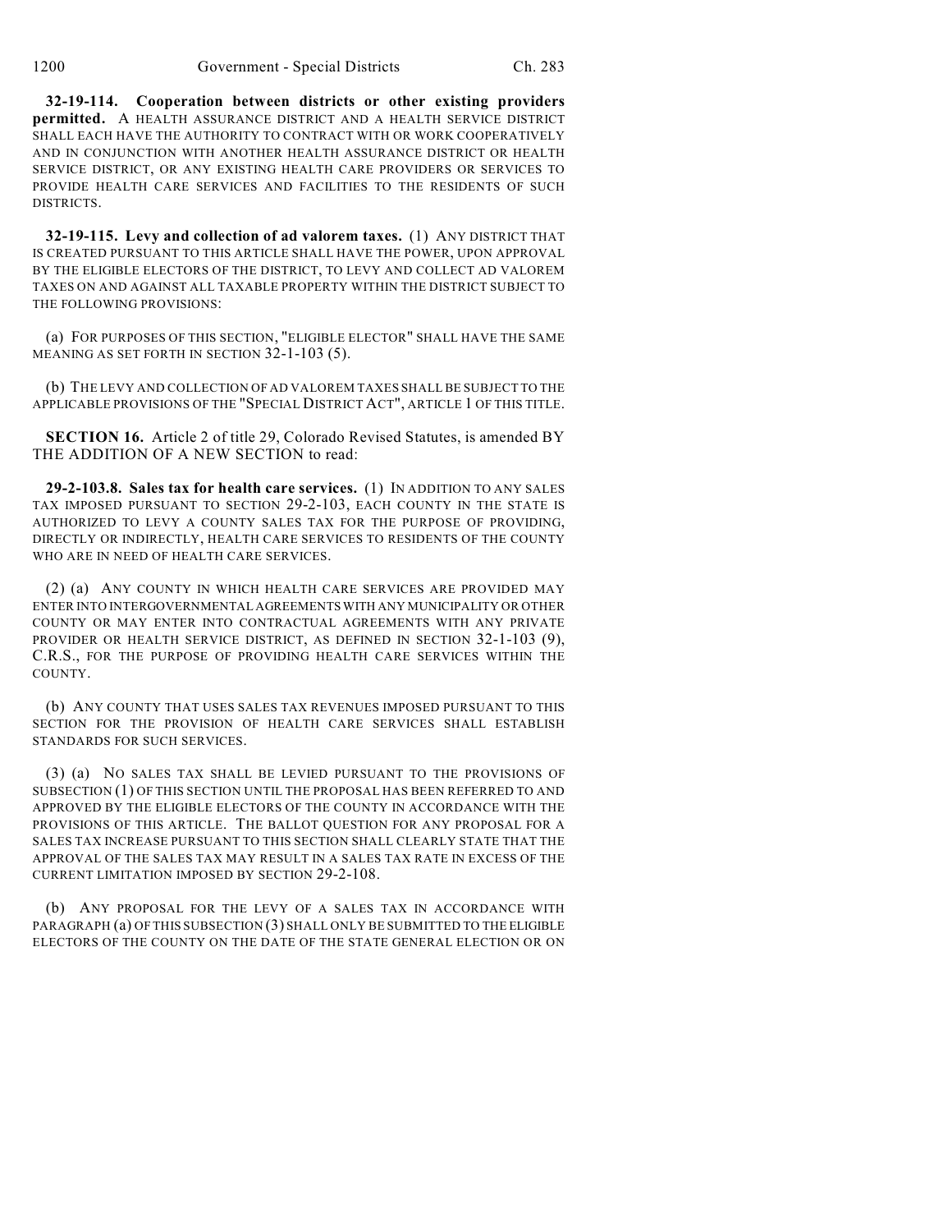**32-19-114. Cooperation between districts or other existing providers permitted.** A HEALTH ASSURANCE DISTRICT AND A HEALTH SERVICE DISTRICT SHALL EACH HAVE THE AUTHORITY TO CONTRACT WITH OR WORK COOPERATIVELY AND IN CONJUNCTION WITH ANOTHER HEALTH ASSURANCE DISTRICT OR HEALTH SERVICE DISTRICT, OR ANY EXISTING HEALTH CARE PROVIDERS OR SERVICES TO PROVIDE HEALTH CARE SERVICES AND FACILITIES TO THE RESIDENTS OF SUCH DISTRICTS.

**32-19-115. Levy and collection of ad valorem taxes.** (1) ANY DISTRICT THAT IS CREATED PURSUANT TO THIS ARTICLE SHALL HAVE THE POWER, UPON APPROVAL BY THE ELIGIBLE ELECTORS OF THE DISTRICT, TO LEVY AND COLLECT AD VALOREM TAXES ON AND AGAINST ALL TAXABLE PROPERTY WITHIN THE DISTRICT SUBJECT TO THE FOLLOWING PROVISIONS:

(a) FOR PURPOSES OF THIS SECTION, "ELIGIBLE ELECTOR" SHALL HAVE THE SAME MEANING AS SET FORTH IN SECTION 32-1-103 (5).

(b) THE LEVY AND COLLECTION OF AD VALOREM TAXES SHALL BE SUBJECT TO THE APPLICABLE PROVISIONS OF THE "SPECIAL DISTRICT ACT", ARTICLE 1 OF THIS TITLE.

**SECTION 16.** Article 2 of title 29, Colorado Revised Statutes, is amended BY THE ADDITION OF A NEW SECTION to read:

**29-2-103.8. Sales tax for health care services.** (1) IN ADDITION TO ANY SALES TAX IMPOSED PURSUANT TO SECTION 29-2-103, EACH COUNTY IN THE STATE IS AUTHORIZED TO LEVY A COUNTY SALES TAX FOR THE PURPOSE OF PROVIDING, DIRECTLY OR INDIRECTLY, HEALTH CARE SERVICES TO RESIDENTS OF THE COUNTY WHO ARE IN NEED OF HEALTH CARE SERVICES.

(2) (a) ANY COUNTY IN WHICH HEALTH CARE SERVICES ARE PROVIDED MAY ENTER INTO INTERGOVERNMENTAL AGREEMENTS WITH ANY MUNICIPALITY OR OTHER COUNTY OR MAY ENTER INTO CONTRACTUAL AGREEMENTS WITH ANY PRIVATE PROVIDER OR HEALTH SERVICE DISTRICT, AS DEFINED IN SECTION 32-1-103 (9), C.R.S., FOR THE PURPOSE OF PROVIDING HEALTH CARE SERVICES WITHIN THE COUNTY.

(b) ANY COUNTY THAT USES SALES TAX REVENUES IMPOSED PURSUANT TO THIS SECTION FOR THE PROVISION OF HEALTH CARE SERVICES SHALL ESTABLISH STANDARDS FOR SUCH SERVICES.

(3) (a) NO SALES TAX SHALL BE LEVIED PURSUANT TO THE PROVISIONS OF SUBSECTION (1) OF THIS SECTION UNTIL THE PROPOSAL HAS BEEN REFERRED TO AND APPROVED BY THE ELIGIBLE ELECTORS OF THE COUNTY IN ACCORDANCE WITH THE PROVISIONS OF THIS ARTICLE. THE BALLOT QUESTION FOR ANY PROPOSAL FOR A SALES TAX INCREASE PURSUANT TO THIS SECTION SHALL CLEARLY STATE THAT THE APPROVAL OF THE SALES TAX MAY RESULT IN A SALES TAX RATE IN EXCESS OF THE CURRENT LIMITATION IMPOSED BY SECTION 29-2-108.

(b) ANY PROPOSAL FOR THE LEVY OF A SALES TAX IN ACCORDANCE WITH PARAGRAPH (a) OF THIS SUBSECTION (3) SHALL ONLY BE SUBMITTED TO THE ELIGIBLE ELECTORS OF THE COUNTY ON THE DATE OF THE STATE GENERAL ELECTION OR ON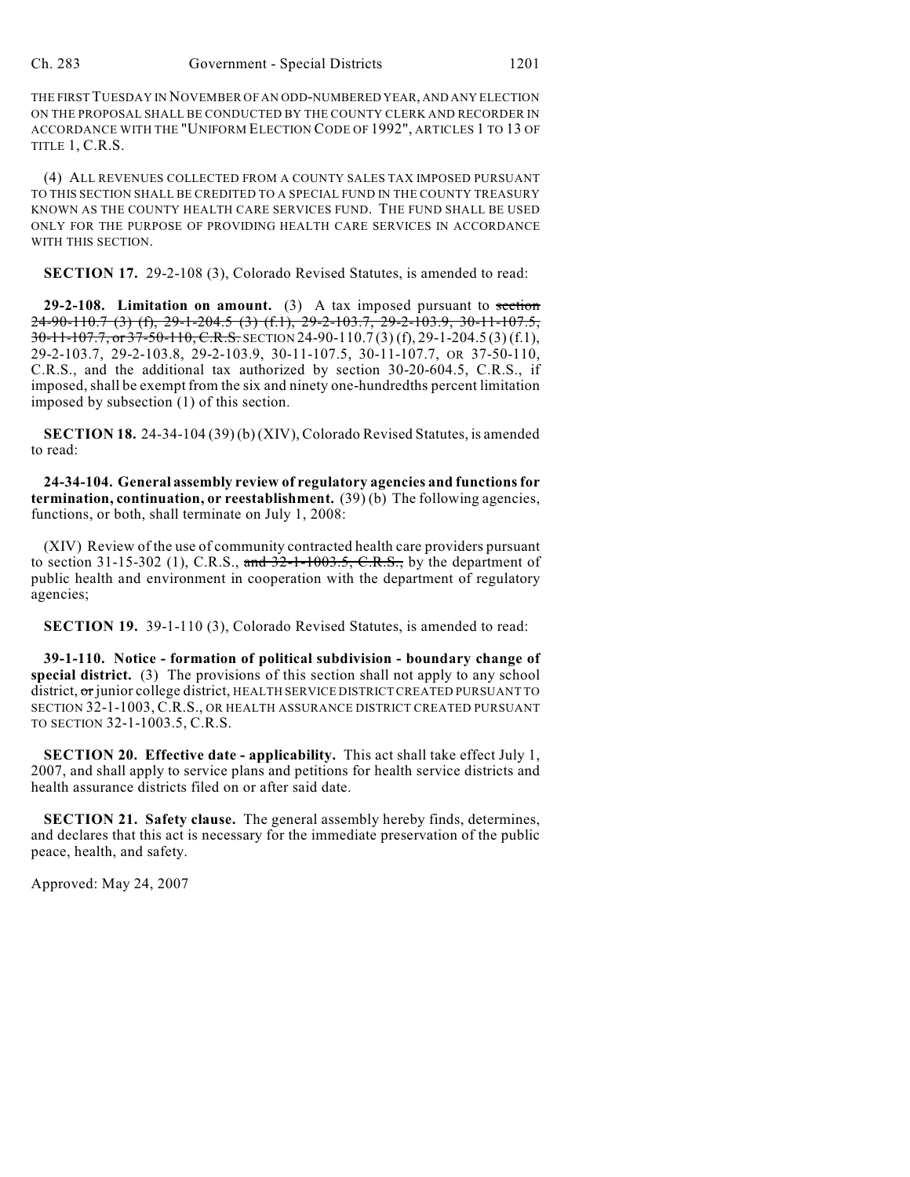THE FIRST TUESDAY IN NOVEMBER OF AN ODD-NUMBERED YEAR, AND ANY ELECTION ON THE PROPOSAL SHALL BE CONDUCTED BY THE COUNTY CLERK AND RECORDER IN ACCORDANCE WITH THE "UNIFORM ELECTION CODE OF 1992", ARTICLES 1 TO 13 OF TITLE 1, C.R.S.

(4) ALL REVENUES COLLECTED FROM A COUNTY SALES TAX IMPOSED PURSUANT TO THIS SECTION SHALL BE CREDITED TO A SPECIAL FUND IN THE COUNTY TREASURY KNOWN AS THE COUNTY HEALTH CARE SERVICES FUND. THE FUND SHALL BE USED ONLY FOR THE PURPOSE OF PROVIDING HEALTH CARE SERVICES IN ACCORDANCE WITH THIS SECTION.

**SECTION 17.** 29-2-108 (3), Colorado Revised Statutes, is amended to read:

**29-2-108. Limitation on amount.** (3) A tax imposed pursuant to ~~section 24-90-110.7 (3) (f), 29-1-204.5 (3) (f.1), 29-2-103.7, 29-2-103.9, 30-11-107.5, 30-11-107.7, or 37-50-110, C.R.S.~~ SECTION 24-90-110.7 (3) (f), 29-1-204.5 (3) (f.1), 29-2-103.7, 29-2-103.8, 29-2-103.9, 30-11-107.5, 30-11-107.7, OR 37-50-110, C.R.S., and the additional tax authorized by section 30-20-604.5, C.R.S., if imposed, shall be exempt from the six and ninety one-hundredths percent limitation imposed by subsection (1) of this section.

**SECTION 18.** 24-34-104 (39) (b) (XIV), Colorado Revised Statutes, is amended to read:

**24-34-104. General assembly review of regulatory agencies and functions for termination, continuation, or reestablishment.** (39) (b) The following agencies, functions, or both, shall terminate on July 1, 2008:

(XIV) Review of the use of community contracted health care providers pursuant to section 31-15-302 (1), C.R.S., ~~and 32-1-1003.5, C.R.S.,~~ by the department of public health and environment in cooperation with the department of regulatory agencies;

**SECTION 19.** 39-1-110 (3), Colorado Revised Statutes, is amended to read:

**39-1-110. Notice - formation of political subdivision - boundary change of special district.** (3) The provisions of this section shall not apply to any school district, ~~or~~ junior college district, HEALTH SERVICE DISTRICT CREATED PURSUANT TO SECTION 32-1-1003, C.R.S., OR HEALTH ASSURANCE DISTRICT CREATED PURSUANT TO SECTION 32-1-1003.5, C.R.S.

**SECTION 20. Effective date - applicability.** This act shall take effect July 1, 2007, and shall apply to service plans and petitions for health service districts and health assurance districts filed on or after said date.

**SECTION 21. Safety clause.** The general assembly hereby finds, determines, and declares that this act is necessary for the immediate preservation of the public peace, health, and safety.

Approved: May 24, 2007